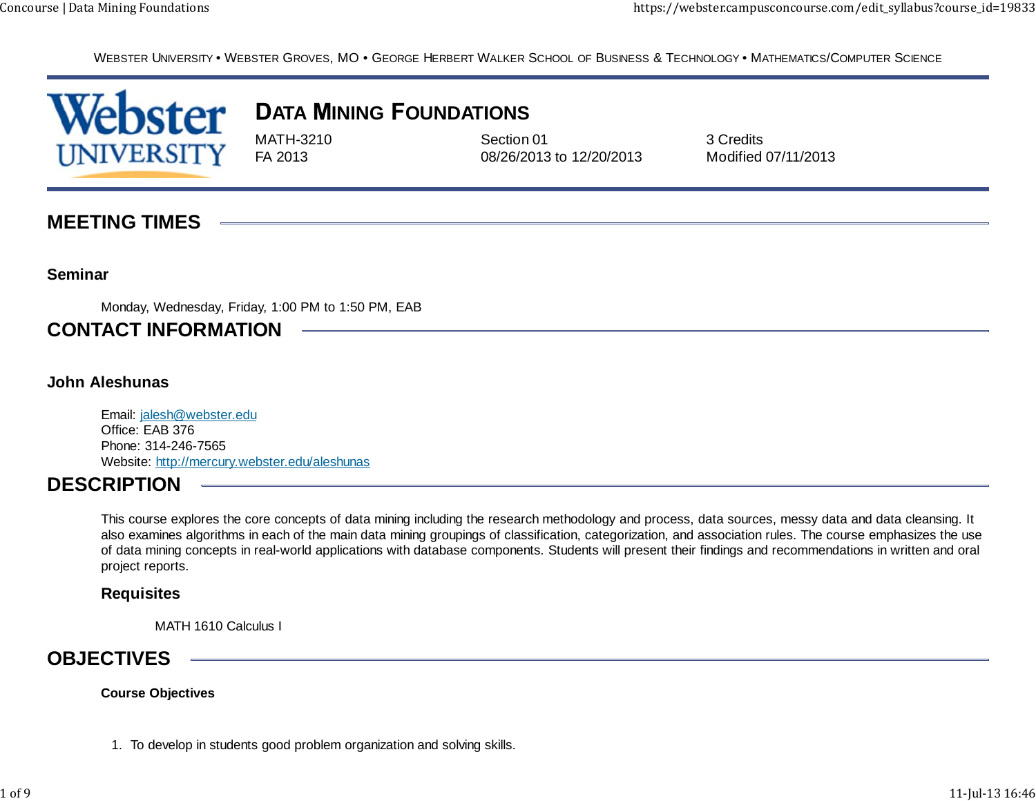WEBSTER UNIVERSITY • WEBSTER GROVES, MO • GEORGE HERBERT WALKER SCHOOL OF BUSINESS & TECHNOLOGY • MATHEMATICS/COMPUTER SCIENCE

# DATA MINING FOUNDATIONS

MATH-3210 | Section 01 | 3 Credits
FA 2013 | 08/26/2013 to 12/20/2013 | Modified 07/11/2013

## MEETING TIMES

### Seminar

Monday, Wednesday, Friday, 1:00 PM to 1:50 PM, EAB

## CONTACT INFORMATION

### John Aleshunas

Email: jalesh@webster.edu
Office: EAB 376
Phone: 314-246-7565
Website: http://mercury.webster.edu/aleshunas

## DESCRIPTION

This course explores the core concepts of data mining including the research methodology and process, data sources, messy data and data cleansing. It also examines algorithms in each of the main data mining groupings of classification, categorization, and association rules. The course emphasizes the use of data mining concepts in real-world applications with database components. Students will present their findings and recommendations in written and oral project reports.

### Requisites

MATH 1610 Calculus I

## OBJECTIVES

**Course Objectives**

1. To develop in students good problem organization and solving skills.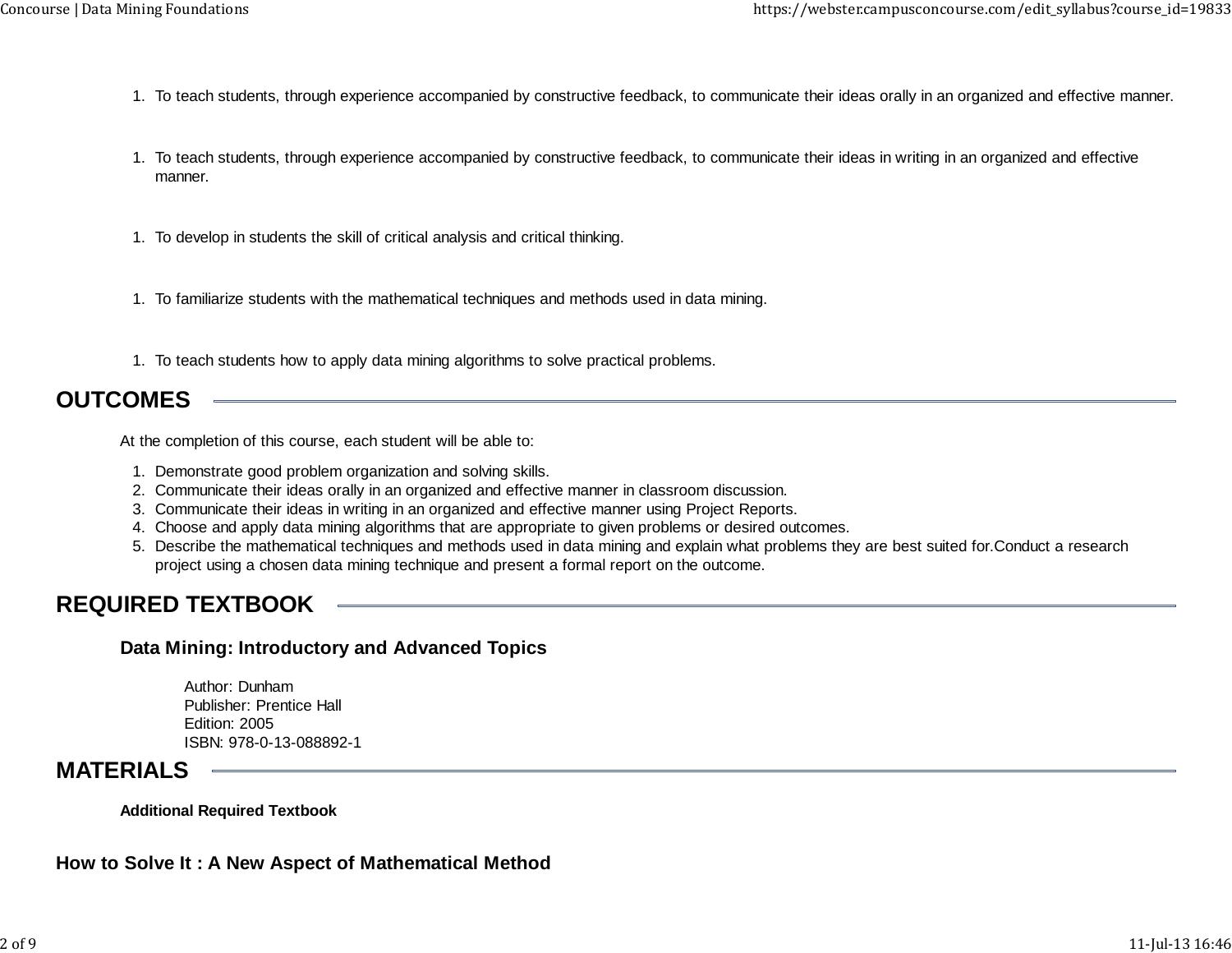1. To teach students, through experience accompanied by constructive feedback, to communicate their ideas orally in an organized and effective manner.

1. To teach students, through experience accompanied by constructive feedback, to communicate their ideas in writing in an organized and effective manner.

1. To develop in students the skill of critical analysis and critical thinking.

1. To familiarize students with the mathematical techniques and methods used in data mining.

1. To teach students how to apply data mining algorithms to solve practical problems.

## OUTCOMES

At the completion of this course, each student will be able to:

1. Demonstrate good problem organization and solving skills.
2. Communicate their ideas orally in an organized and effective manner in classroom discussion.
3. Communicate their ideas in writing in an organized and effective manner using Project Reports.
4. Choose and apply data mining algorithms that are appropriate to given problems or desired outcomes.
5. Describe the mathematical techniques and methods used in data mining and explain what problems they are best suited for.Conduct a research project using a chosen data mining technique and present a formal report on the outcome.

## REQUIRED TEXTBOOK

### Data Mining: Introductory and Advanced Topics

Author: Dunham
Publisher: Prentice Hall
Edition: 2005
ISBN: 978-0-13-088892-1

## MATERIALS

**Additional Required Textbook**

### How to Solve It : A New Aspect of Mathematical Method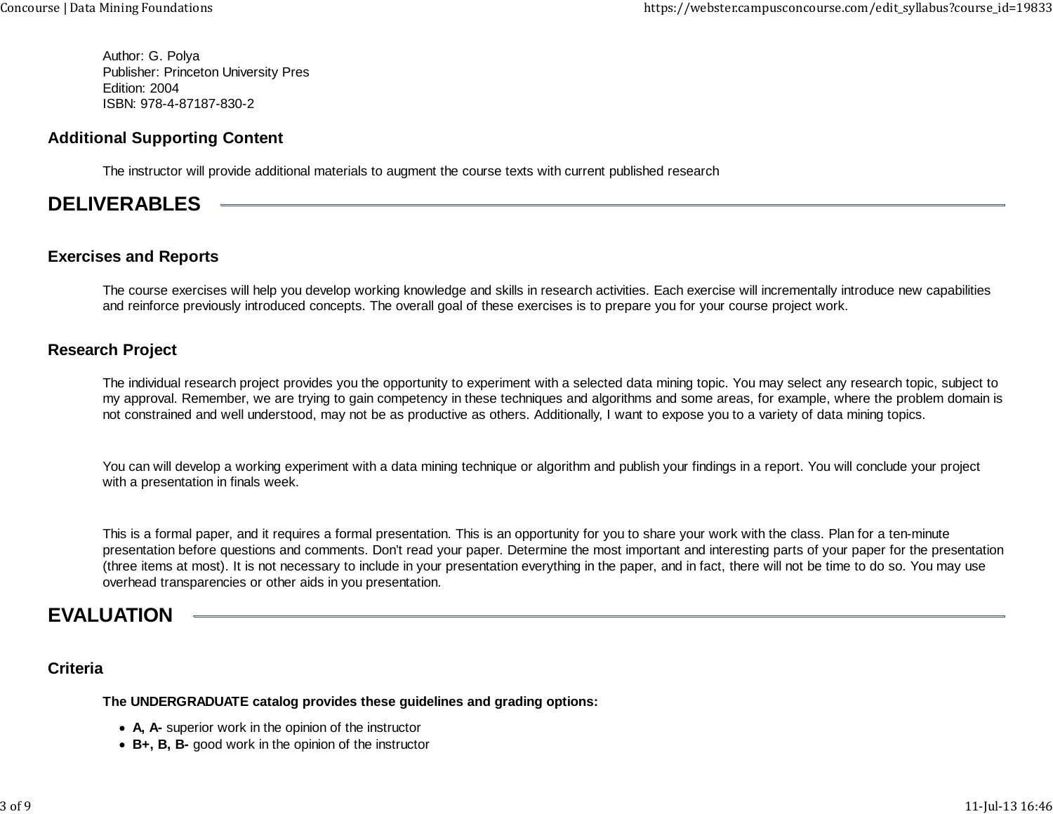Author: G. Polya
Publisher: Princeton University Pres
Edition: 2004
ISBN: 978-4-87187-830-2

### Additional Supporting Content

The instructor will provide additional materials to augment the course texts with current published research

## DELIVERABLES

### Exercises and Reports

The course exercises will help you develop working knowledge and skills in research activities. Each exercise will incrementally introduce new capabilities and reinforce previously introduced concepts. The overall goal of these exercises is to prepare you for your course project work.

### Research Project

The individual research project provides you the opportunity to experiment with a selected data mining topic. You may select any research topic, subject to my approval. Remember, we are trying to gain competency in these techniques and algorithms and some areas, for example, where the problem domain is not constrained and well understood, may not be as productive as others. Additionally, I want to expose you to a variety of data mining topics.

You can will develop a working experiment with a data mining technique or algorithm and publish your findings in a report. You will conclude your project with a presentation in finals week.

This is a formal paper, and it requires a formal presentation. This is an opportunity for you to share your work with the class. Plan for a ten-minute presentation before questions and comments. Don't read your paper. Determine the most important and interesting parts of your paper for the presentation (three items at most). It is not necessary to include in your presentation everything in the paper, and in fact, there will not be time to do so. You may use overhead transparencies or other aids in you presentation.

## EVALUATION

### Criteria

**The UNDERGRADUATE catalog provides these guidelines and grading options:**

- **A, A-** superior work in the opinion of the instructor
- **B+, B, B-** good work in the opinion of the instructor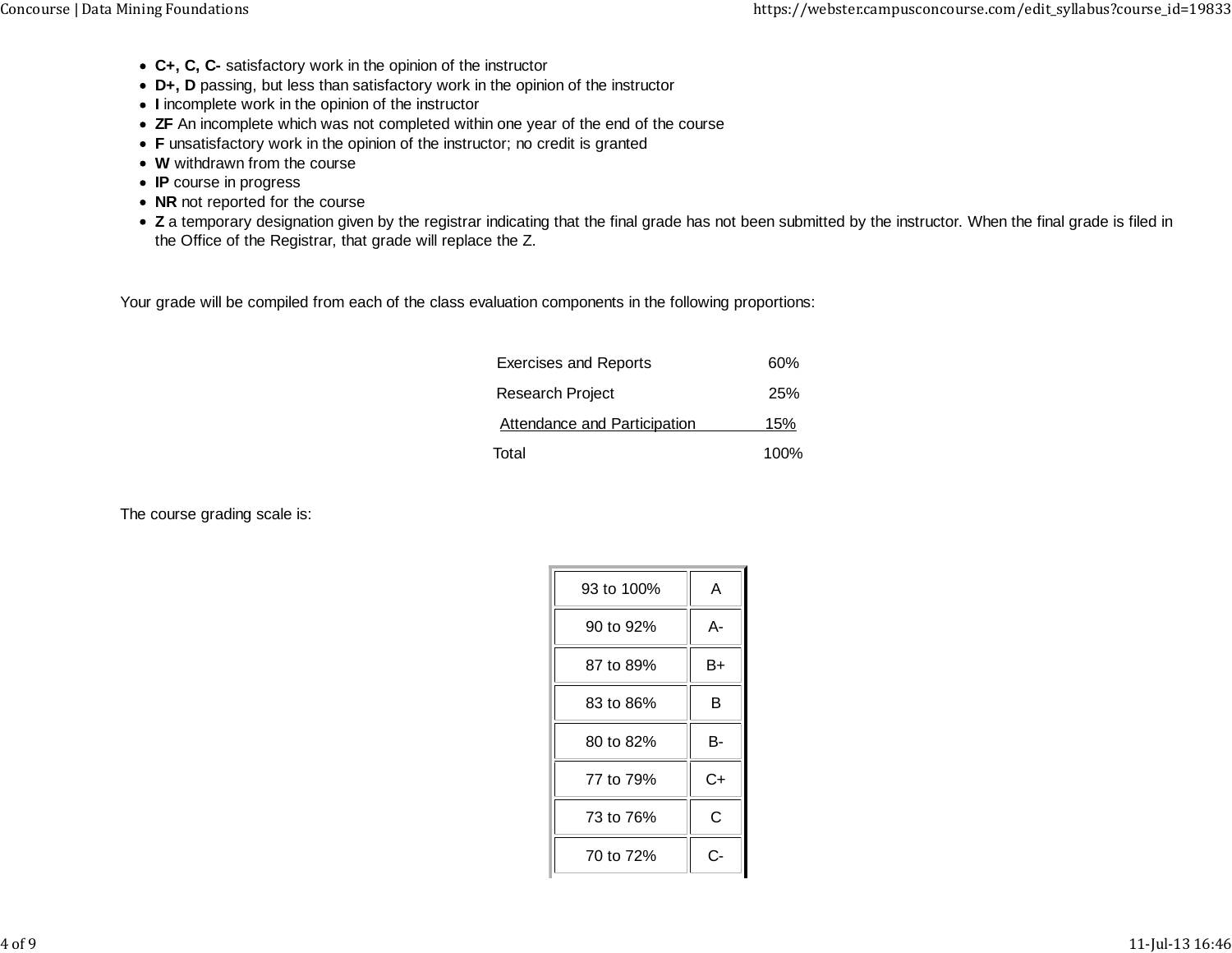- **C+, C, C-** satisfactory work in the opinion of the instructor
- **D+, D** passing, but less than satisfactory work in the opinion of the instructor
- **I** incomplete work in the opinion of the instructor
- **ZF** An incomplete which was not completed within one year of the end of the course
- **F** unsatisfactory work in the opinion of the instructor; no credit is granted
- **W** withdrawn from the course
- **IP** course in progress
- **NR** not reported for the course
- **Z** a temporary designation given by the registrar indicating that the final grade has not been submitted by the instructor. When the final grade is filed in the Office of the Registrar, that grade will replace the Z.

Your grade will be compiled from each of the class evaluation components in the following proportions:

| Component | Proportion |
| --- | --- |
| Exercises and Reports | 60% |
| Research Project | 25% |
| Attendance and Participation | 15% |
| Total | 100% |

The course grading scale is:

| Range | Grade |
| --- | --- |
| 93 to 100% | A |
| 90 to 92% | A- |
| 87 to 89% | B+ |
| 83 to 86% | B |
| 80 to 82% | B- |
| 77 to 79% | C+ |
| 73 to 76% | C |
| 70 to 72% | C- |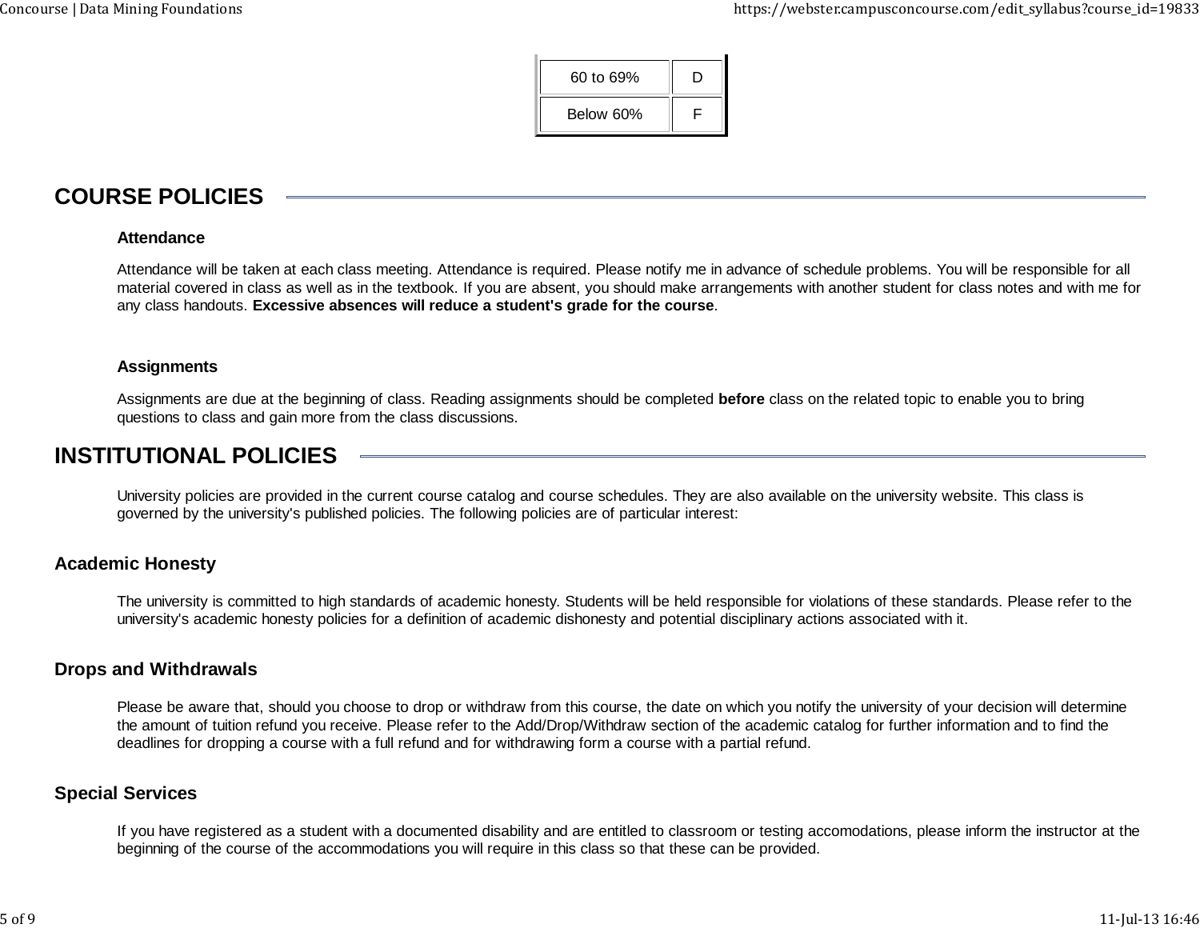| | |
|---|---|
| 60 to 69% | D |
| Below 60% | F |

## COURSE POLICIES

### Attendance

Attendance will be taken at each class meeting. Attendance is required. Please notify me in advance of schedule problems. You will be responsible for all material covered in class as well as in the textbook. If you are absent, you should make arrangements with another student for class notes and with me for any class handouts. **Excessive absences will reduce a student's grade for the course**.

### Assignments

Assignments are due at the beginning of class. Reading assignments should be completed **before** class on the related topic to enable you to bring questions to class and gain more from the class discussions.

## INSTITUTIONAL POLICIES

University policies are provided in the current course catalog and course schedules. They are also available on the university website. This class is governed by the university's published policies. The following policies are of particular interest:

### Academic Honesty

The university is committed to high standards of academic honesty. Students will be held responsible for violations of these standards. Please refer to the university's academic honesty policies for a definition of academic dishonesty and potential disciplinary actions associated with it.

### Drops and Withdrawals

Please be aware that, should you choose to drop or withdraw from this course, the date on which you notify the university of your decision will determine the amount of tuition refund you receive. Please refer to the Add/Drop/Withdraw section of the academic catalog for further information and to find the deadlines for dropping a course with a full refund and for withdrawing form a course with a partial refund.

### Special Services

If you have registered as a student with a documented disability and are entitled to classroom or testing accomodations, please inform the instructor at the beginning of the course of the accommodations you will require in this class so that these can be provided.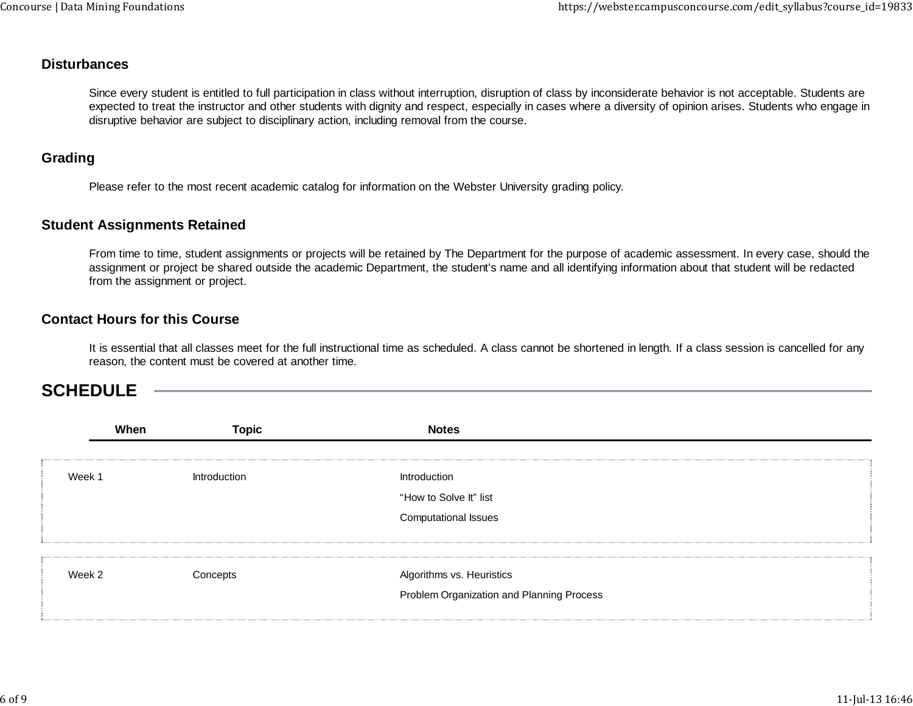### Disturbances

Since every student is entitled to full participation in class without interruption, disruption of class by inconsiderate behavior is not acceptable. Students are expected to treat the instructor and other students with dignity and respect, especially in cases where a diversity of opinion arises. Students who engage in disruptive behavior are subject to disciplinary action, including removal from the course.

### Grading

Please refer to the most recent academic catalog for information on the Webster University grading policy.

### Student Assignments Retained

From time to time, student assignments or projects will be retained by The Department for the purpose of academic assessment. In every case, should the assignment or project be shared outside the academic Department, the student's name and all identifying information about that student will be redacted from the assignment or project.

### Contact Hours for this Course

It is essential that all classes meet for the full instructional time as scheduled. A class cannot be shortened in length. If a class session is cancelled for any reason, the content must be covered at another time.

## SCHEDULE

| When | Topic | Notes |
| --- | --- | --- |
| Week 1 | Introduction | Introduction<br>“How to Solve It” list<br>Computational Issues |
| Week 2 | Concepts | Algorithms vs. Heuristics<br>Problem Organization and Planning Process |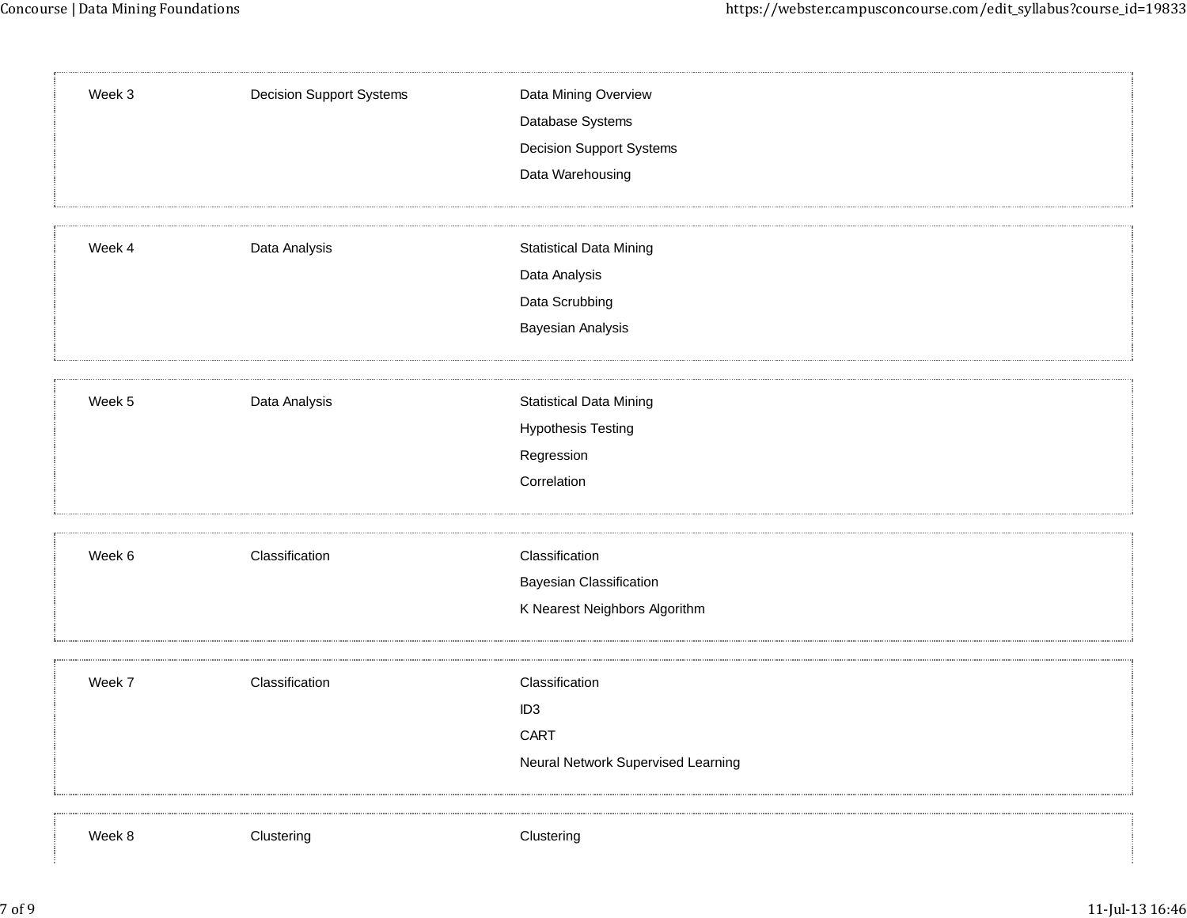| | | |
|---|---|---|
| Week 3 | Decision Support Systems | Data Mining Overview<br>Database Systems<br>Decision Support Systems<br>Data Warehousing |
| Week 4 | Data Analysis | Statistical Data Mining<br>Data Analysis<br>Data Scrubbing<br>Bayesian Analysis |
| Week 5 | Data Analysis | Statistical Data Mining<br>Hypothesis Testing<br>Regression<br>Correlation |
| Week 6 | Classification | Classification<br>Bayesian Classification<br>K Nearest Neighbors Algorithm |
| Week 7 | Classification | Classification<br>ID3<br>CART<br>Neural Network Supervised Learning |
| Week 8 | Clustering | Clustering |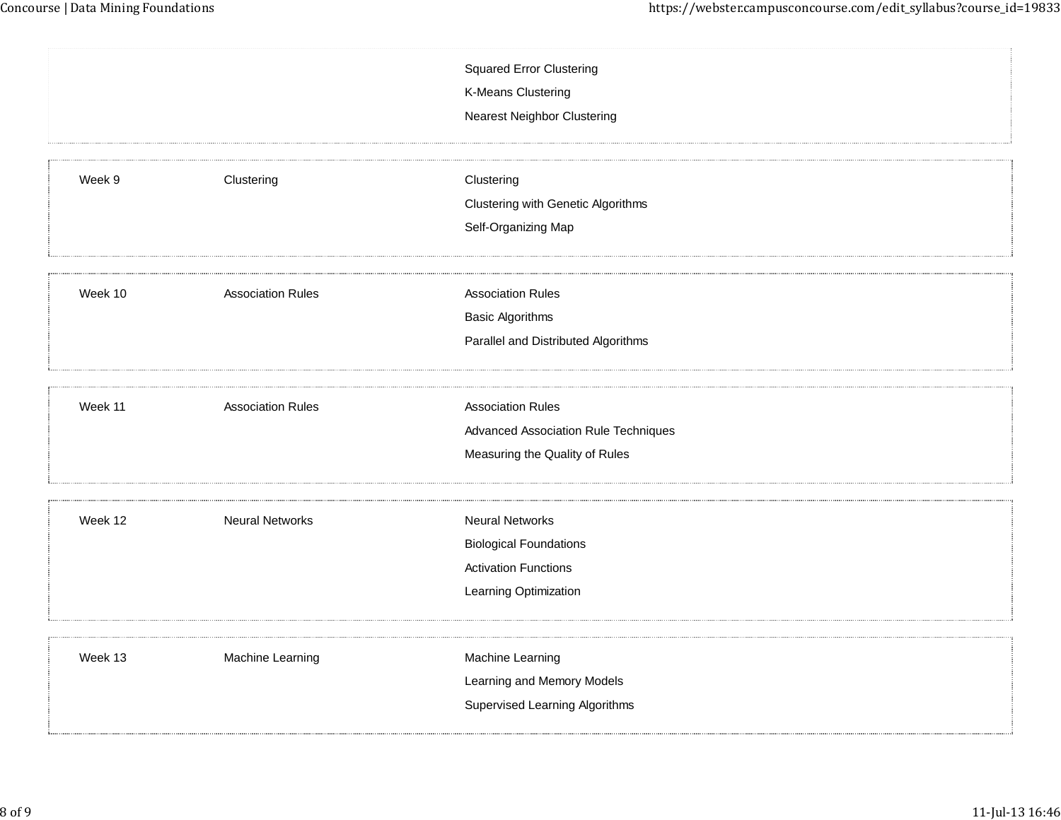| | | |
|---|---|---|
| | | Squared Error Clustering<br>K-Means Clustering<br>Nearest Neighbor Clustering |
| Week 9 | Clustering | Clustering<br>Clustering with Genetic Algorithms<br>Self-Organizing Map |
| Week 10 | Association Rules | Association Rules<br>Basic Algorithms<br>Parallel and Distributed Algorithms |
| Week 11 | Association Rules | Association Rules<br>Advanced Association Rule Techniques<br>Measuring the Quality of Rules |
| Week 12 | Neural Networks | Neural Networks<br>Biological Foundations<br>Activation Functions<br>Learning Optimization |
| Week 13 | Machine Learning | Machine Learning<br>Learning and Memory Models<br>Supervised Learning Algorithms |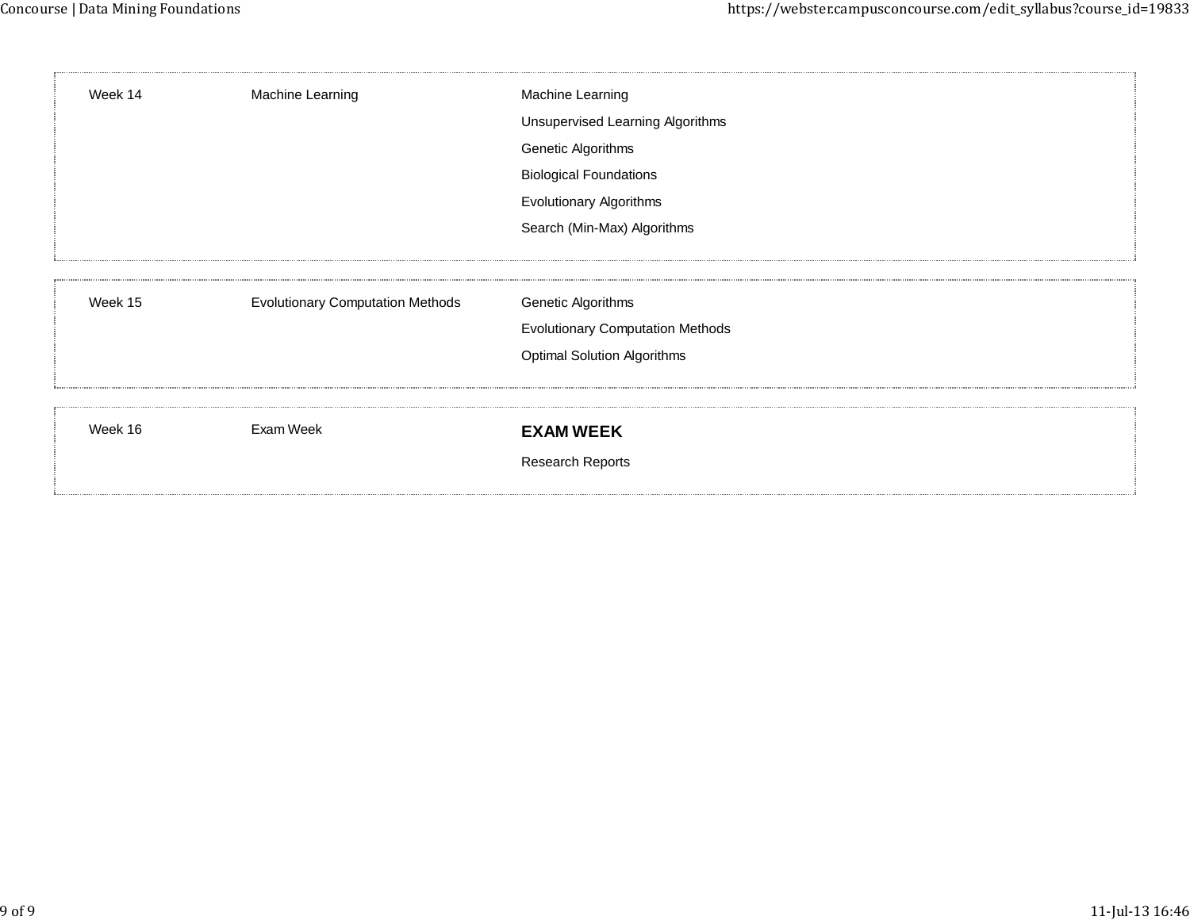| | | |
|---|---|---|
| Week 14 | Machine Learning | Machine Learning<br>Unsupervised Learning Algorithms<br>Genetic Algorithms<br>Biological Foundations<br>Evolutionary Algorithms<br>Search (Min-Max) Algorithms |
| Week 15 | Evolutionary Computation Methods | Genetic Algorithms<br>Evolutionary Computation Methods<br>Optimal Solution Algorithms |
| Week 16 | Exam Week | **EXAM WEEK**<br>Research Reports |